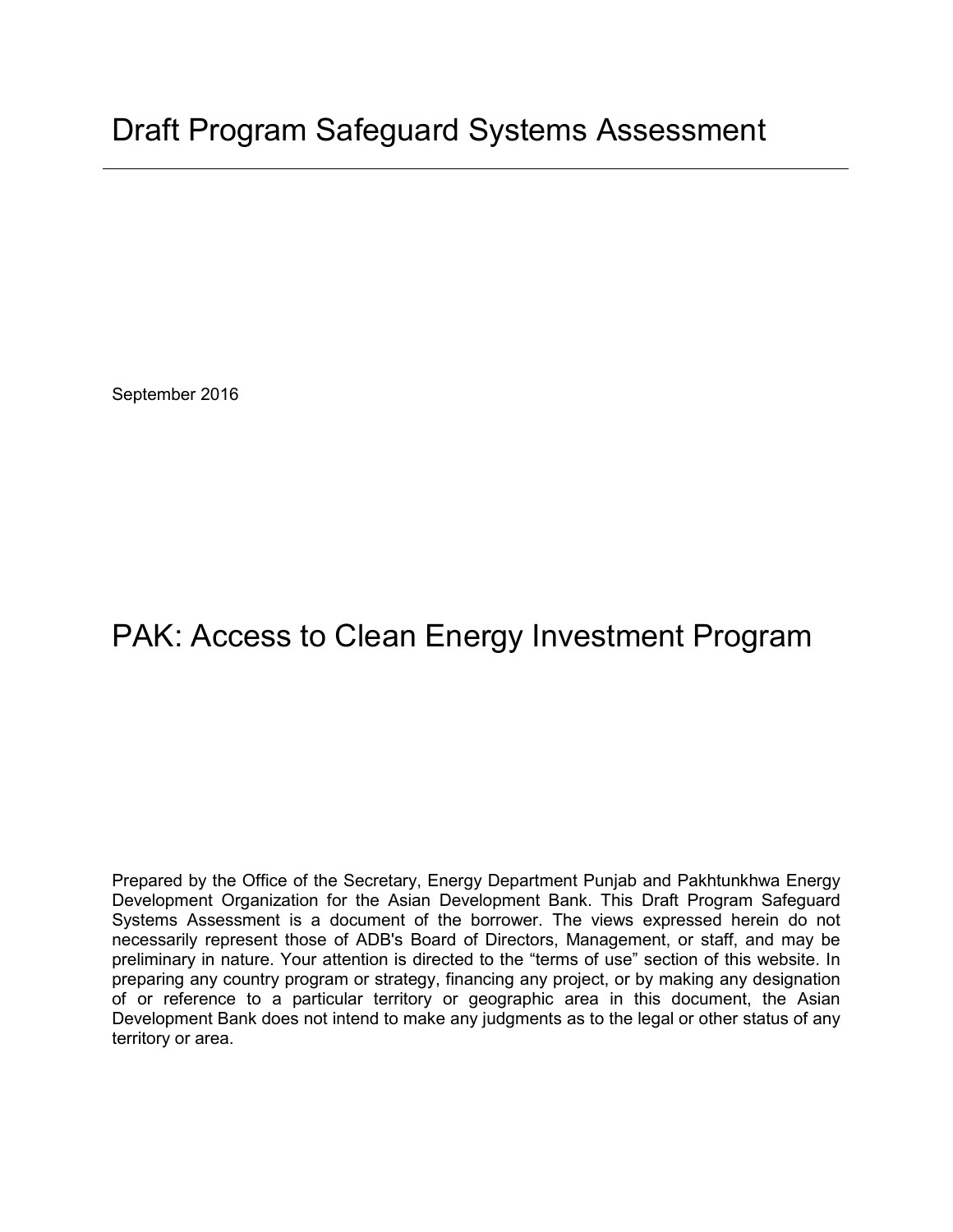# Draft Program Safeguard Systems Assessment

September 2016

# PAK: Access to Clean Energy Investment Program

Prepared by the Office of the Secretary, Energy Department Punjab and Pakhtunkhwa Energy Development Organization for the Asian Development Bank. This Draft Program Safeguard Systems Assessment is a document of the borrower. The views expressed herein do not necessarily represent those of ADB's Board of Directors, Management, or staff, and may be preliminary in nature. Your attention is directed to the "terms of use" section of this website. In preparing any country program or strategy, financing any project, or by making any designation of or reference to a particular territory or geographic area in this document, the Asian Development Bank does not intend to make any judgments as to the legal or other status of any territory or area.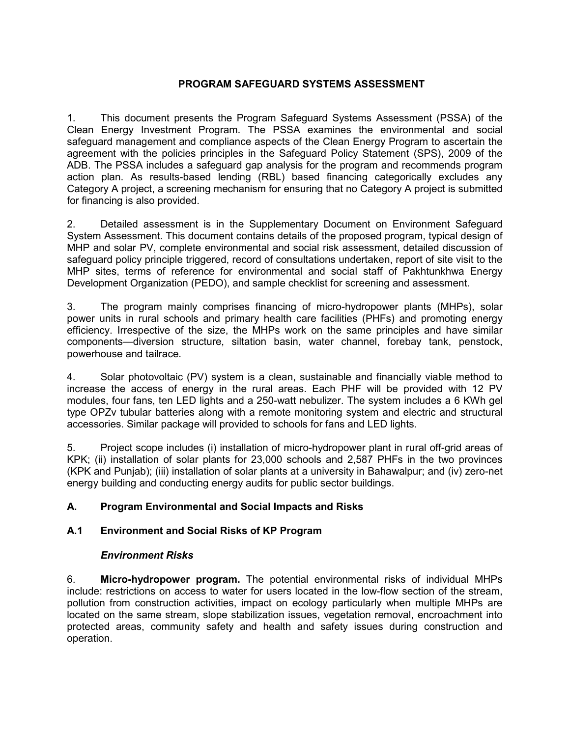# PROGRAM SAFEGUARD SYSTEMS ASSESSMENT

1. This document presents the Program Safeguard Systems Assessment (PSSA) of the Clean Energy Investment Program. The PSSA examines the environmental and social safeguard management and compliance aspects of the Clean Energy Program to ascertain the agreement with the policies principles in the Safeguard Policy Statement (SPS), 2009 of the ADB. The PSSA includes a safeguard gap analysis for the program and recommends program action plan. As results-based lending (RBL) based financing categorically excludes any Category A project, a screening mechanism for ensuring that no Category A project is submitted for financing is also provided.

2. Detailed assessment is in the Supplementary Document on Environment Safeguard System Assessment. This document contains details of the proposed program, typical design of MHP and solar PV, complete environmental and social risk assessment, detailed discussion of safeguard policy principle triggered, record of consultations undertaken, report of site visit to the MHP sites, terms of reference for environmental and social staff of Pakhtunkhwa Energy Development Organization (PEDO), and sample checklist for screening and assessment.

3. The program mainly comprises financing of micro-hydropower plants (MHPs), solar power units in rural schools and primary health care facilities (PHFs) and promoting energy efficiency. Irrespective of the size, the MHPs work on the same principles and have similar components—diversion structure, siltation basin, water channel, forebay tank, penstock, powerhouse and tailrace.

4. Solar photovoltaic (PV) system is a clean, sustainable and financially viable method to increase the access of energy in the rural areas. Each PHF will be provided with 12 PV modules, four fans, ten LED lights and a 250-watt nebulizer. The system includes a 6 KWh gel type OPZv tubular batteries along with a remote monitoring system and electric and structural accessories. Similar package will provided to schools for fans and LED lights.

5. Project scope includes (i) installation of micro-hydropower plant in rural off-grid areas of KPK; (ii) installation of solar plants for 23,000 schools and 2,587 PHFs in the two provinces (KPK and Punjab); (iii) installation of solar plants at a university in Bahawalpur; and (iv) zero-net energy building and conducting energy audits for public sector buildings.

## A. Program Environmental and Social Impacts and Risks

### A.1 Environment and Social Risks of KP Program

#### *Environment Risks*

6. **Micro-hydropower program.** The potential environmental risks of individual MHPs include: restrictions on access to water for users located in the low-flow section of the stream, pollution from construction activities, impact on ecology particularly when multiple MHPs are located on the same stream, slope stabilization issues, vegetation removal, encroachment into protected areas, community safety and health and safety issues during construction and operation.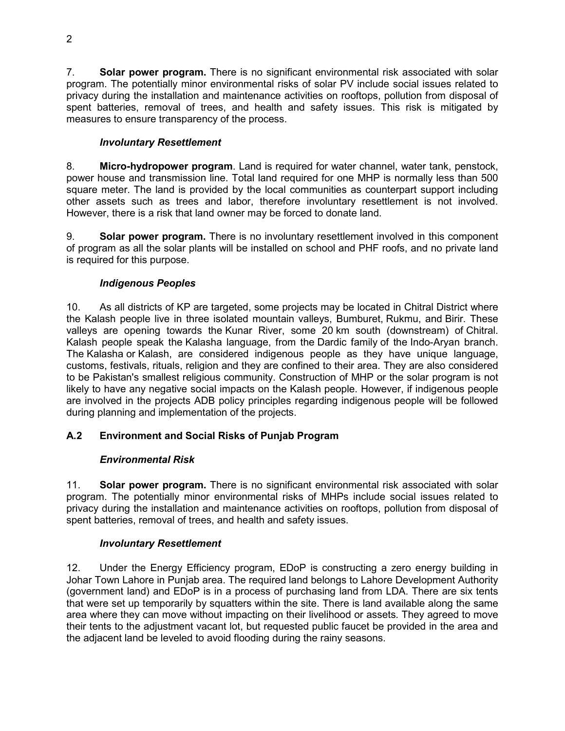7. **Solar power program.** There is no significant environmental risk associated with solar program. The potentially minor environmental risks of solar PV include social issues related to privacy during the installation and maintenance activities on rooftops, pollution from disposal of spent batteries, removal of trees, and health and safety issues. This risk is mitigated by measures to ensure transparency of the process.

### *Involuntary Resettlement*

8. **Micro-hydropower program**. Land is required for water channel, water tank, penstock, power house and transmission line. Total land required for one MHP is normally less than 500 square meter. The land is provided by the local communities as counterpart support including other assets such as trees and labor, therefore involuntary resettlement is not involved. However, there is a risk that land owner may be forced to donate land.

9. **Solar power program.** There is no involuntary resettlement involved in this component of program as all the solar plants will be installed on school and PHF roofs, and no private land is required for this purpose.

### *Indigenous Peoples*

10. As all districts of KP are targeted, some projects may be located in Chitral District where the Kalash people live in three isolated mountain valleys, Bumburet, Rukmu, and Birir. These valleys are opening towards the Kunar River, some 20 km south (downstream) of Chitral. Kalash people speak the Kalasha language, from the Dardic family of the Indo-Aryan branch. The Kalasha or Kalash, are considered indigenous people as they have unique language, customs, festivals, rituals, religion and they are confined to their area. They are also considered to be Pakistan's smallest religious community. Construction of MHP or the solar program is not likely to have any negative social impacts on the Kalash people. However, if indigenous people are involved in the projects ADB policy principles regarding indigenous people will be followed during planning and implementation of the projects.

## A.2 Environment and Social Risks of Punjab Program

### *Environmental Risk*

11. **Solar power program.** There is no significant environmental risk associated with solar program. The potentially minor environmental risks of MHPs include social issues related to privacy during the installation and maintenance activities on rooftops, pollution from disposal of spent batteries, removal of trees, and health and safety issues.

### *Involuntary Resettlement*

12. Under the Energy Efficiency program, EDoP is constructing a zero energy building in Johar Town Lahore in Punjab area. The required land belongs to Lahore Development Authority (government land) and EDoP is in a process of purchasing land from LDA. There are six tents that were set up temporarily by squatters within the site. There is land available along the same area where they can move without impacting on their livelihood or assets. They agreed to move their tents to the adjustment vacant lot, but requested public faucet be provided in the area and the adjacent land be leveled to avoid flooding during the rainy seasons.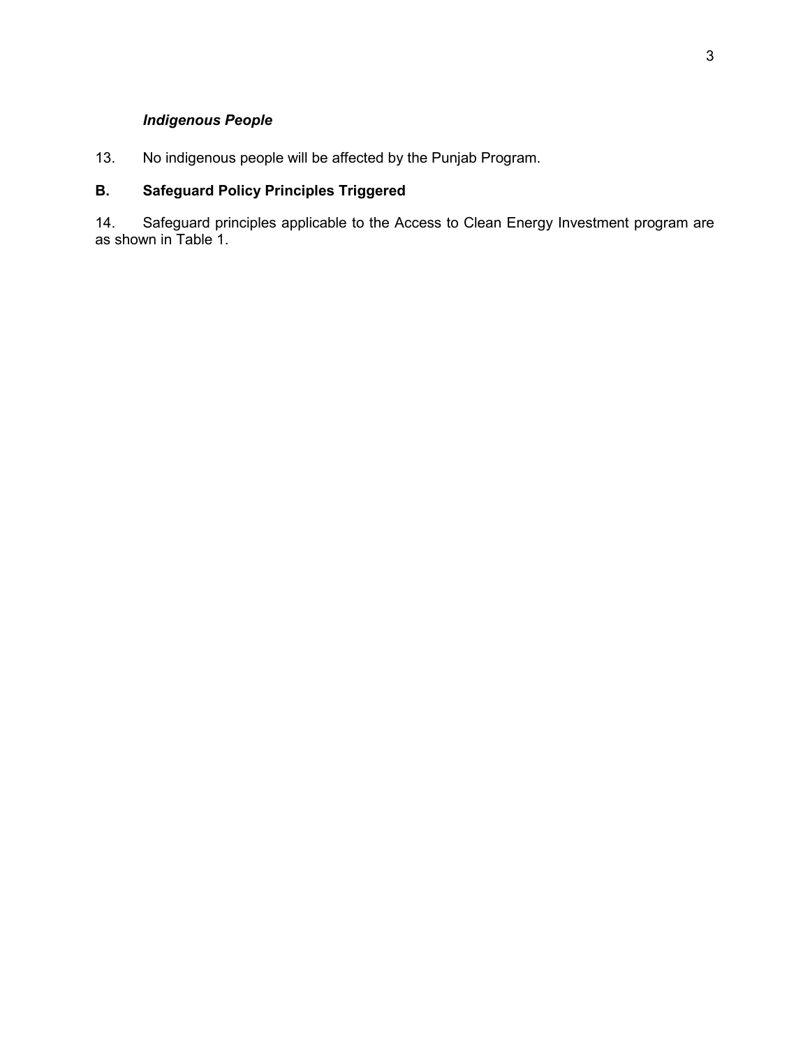#### *Indigenous People*

13. No indigenous people will be affected by the Punjab Program.

### B. Safeguard Policy Principles Triggered

14. Safeguard principles applicable to the Access to Clean Energy Investment program are as shown in Table 1.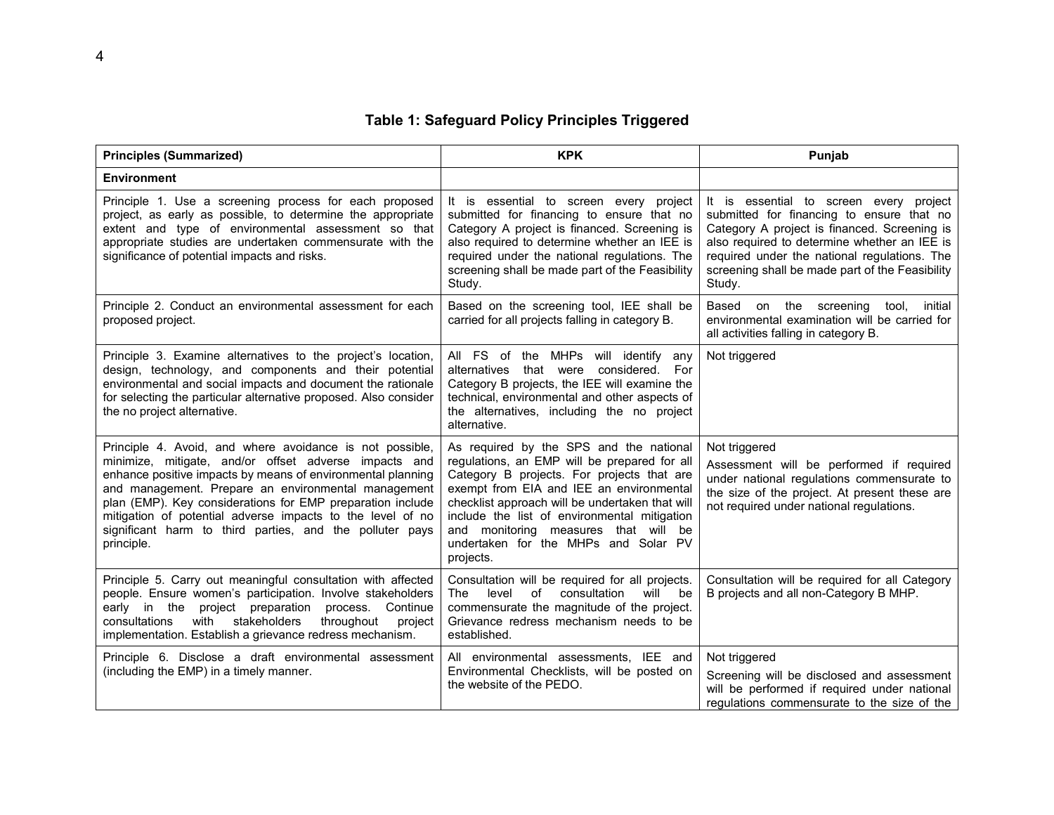**Table 1: Safeguard Policy Principles Triggered**

| Principles (Summarized) | KPK | Punjab |
|---|---|---|
| **Environment** | | |
| Principle 1. Use a screening process for each proposed project, as early as possible, to determine the appropriate extent and type of environmental assessment so that appropriate studies are undertaken commensurate with the significance of potential impacts and risks. | It is essential to screen every project submitted for financing to ensure that no Category A project is financed. Screening is also required to determine whether an IEE is required under the national regulations. The screening shall be made part of the Feasibility Study. | It is essential to screen every project submitted for financing to ensure that no Category A project is financed. Screening is also required to determine whether an IEE is required under the national regulations. The screening shall be made part of the Feasibility Study. |
| Principle 2. Conduct an environmental assessment for each proposed project. | Based on the screening tool, IEE shall be carried for all projects falling in category B. | Based on the screening tool, initial environmental examination will be carried for all activities falling in category B. |
| Principle 3. Examine alternatives to the project's location, design, technology, and components and their potential environmental and social impacts and document the rationale for selecting the particular alternative proposed. Also consider the no project alternative. | All FS of the MHPs will identify any alternatives that were considered. For Category B projects, the IEE will examine the technical, environmental and other aspects of the alternatives, including the no project alternative. | Not triggered |
| Principle 4. Avoid, and where avoidance is not possible, minimize, mitigate, and/or offset adverse impacts and enhance positive impacts by means of environmental planning and management. Prepare an environmental management plan (EMP). Key considerations for EMP preparation include mitigation of potential adverse impacts to the level of no significant harm to third parties, and the polluter pays principle. | As required by the SPS and the national regulations, an EMP will be prepared for all Category B projects. For projects that are exempt from EIA and IEE an environmental checklist approach will be undertaken that will include the list of environmental mitigation and monitoring measures that will be undertaken for the MHPs and Solar PV projects. | Not triggered<br>Assessment will be performed if required under national regulations commensurate to the size of the project. At present these are not required under national regulations. |
| Principle 5. Carry out meaningful consultation with affected people. Ensure women's participation. Involve stakeholders early in the project preparation process. Continue consultations with stakeholders throughout project implementation. Establish a grievance redress mechanism. | Consultation will be required for all projects. The level of consultation will be commensurate the magnitude of the project. Grievance redress mechanism needs to be established. | Consultation will be required for all Category B projects and all non-Category B MHP. |
| Principle 6. Disclose a draft environmental assessment (including the EMP) in a timely manner. | All environmental assessments, IEE and Environmental Checklists, will be posted on the website of the PEDO. | Not triggered<br>Screening will be disclosed and assessment will be performed if required under national regulations commensurate to the size of the |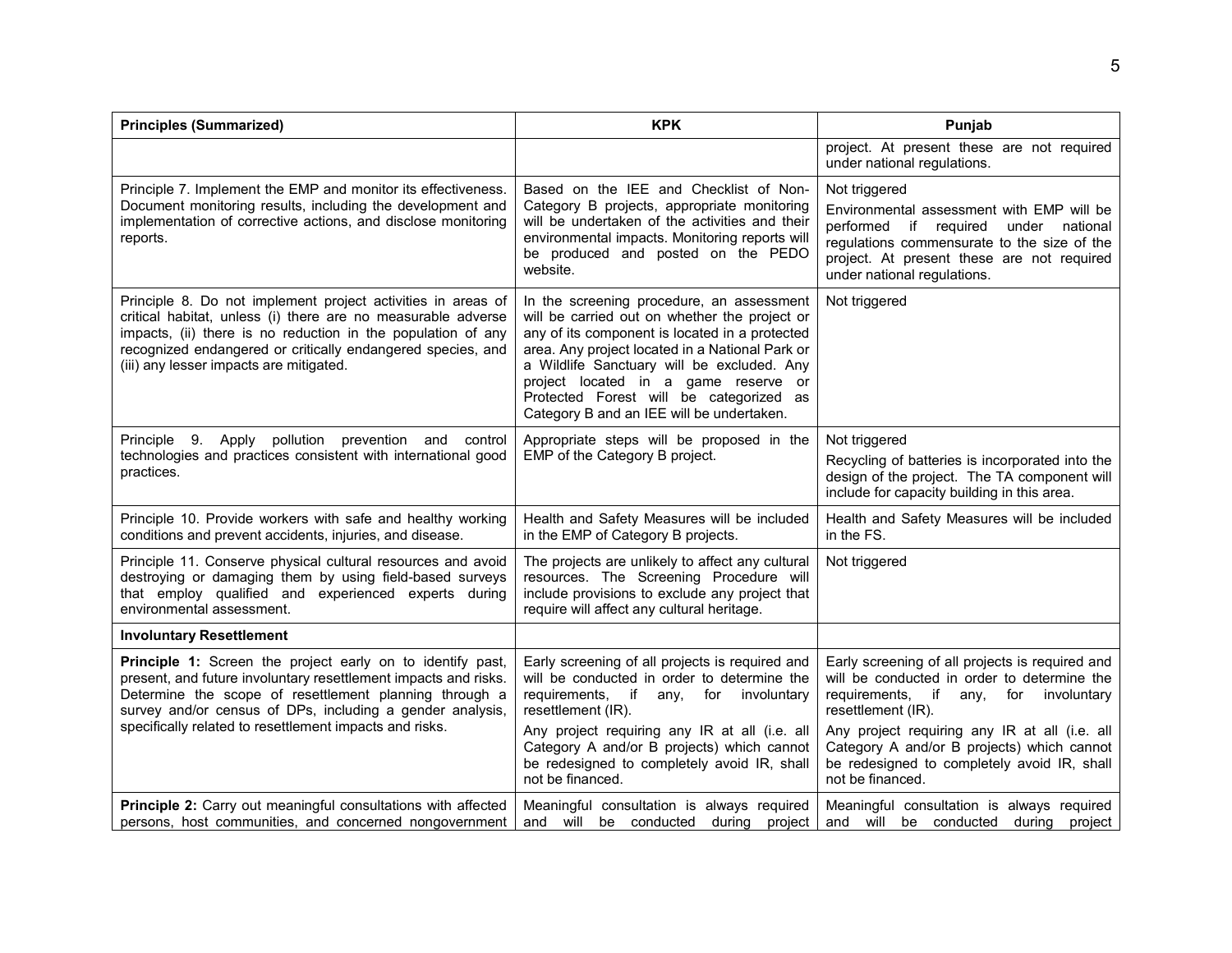| Principles (Summarized) | KPK | Punjab |
|---|---|---|
| | | project. At present these are not required under national regulations. |
| Principle 7. Implement the EMP and monitor its effectiveness. Document monitoring results, including the development and implementation of corrective actions, and disclose monitoring reports. | Based on the IEE and Checklist of Non-Category B projects, appropriate monitoring will be undertaken of the activities and their environmental impacts. Monitoring reports will be produced and posted on the PEDO website. | Not triggered<br>Environmental assessment with EMP will be performed if required under national regulations commensurate to the size of the project. At present these are not required under national regulations. |
| Principle 8. Do not implement project activities in areas of critical habitat, unless (i) there are no measurable adverse impacts, (ii) there is no reduction in the population of any recognized endangered or critically endangered species, and (iii) any lesser impacts are mitigated. | In the screening procedure, an assessment will be carried out on whether the project or any of its component is located in a protected area. Any project located in a National Park or a Wildlife Sanctuary will be excluded. Any project located in a game reserve or Protected Forest will be categorized as Category B and an IEE will be undertaken. | Not triggered |
| Principle 9. Apply pollution prevention and control technologies and practices consistent with international good practices. | Appropriate steps will be proposed in the EMP of the Category B project. | Not triggered<br>Recycling of batteries is incorporated into the design of the project. The TA component will include for capacity building in this area. |
| Principle 10. Provide workers with safe and healthy working conditions and prevent accidents, injuries, and disease. | Health and Safety Measures will be included in the EMP of Category B projects. | Health and Safety Measures will be included in the FS. |
| Principle 11. Conserve physical cultural resources and avoid destroying or damaging them by using field-based surveys that employ qualified and experienced experts during environmental assessment. | The projects are unlikely to affect any cultural resources. The Screening Procedure will include provisions to exclude any project that require will affect any cultural heritage. | Not triggered |
| **Involuntary Resettlement** | | |
| **Principle 1:** Screen the project early on to identify past, present, and future involuntary resettlement impacts and risks. Determine the scope of resettlement planning through a survey and/or census of DPs, including a gender analysis, specifically related to resettlement impacts and risks. | Early screening of all projects is required and will be conducted in order to determine the requirements, if any, for involuntary resettlement (IR).<br>Any project requiring any IR at all (i.e. all Category A and/or B projects) which cannot be redesigned to completely avoid IR, shall not be financed. | Early screening of all projects is required and will be conducted in order to determine the requirements, if any, for involuntary resettlement (IR).<br>Any project requiring any IR at all (i.e. all Category A and/or B projects) which cannot be redesigned to completely avoid IR, shall not be financed. |
| **Principle 2:** Carry out meaningful consultations with affected persons, host communities, and concerned nongovernment | Meaningful consultation is always required and will be conducted during project | Meaningful consultation is always required and will be conducted during project |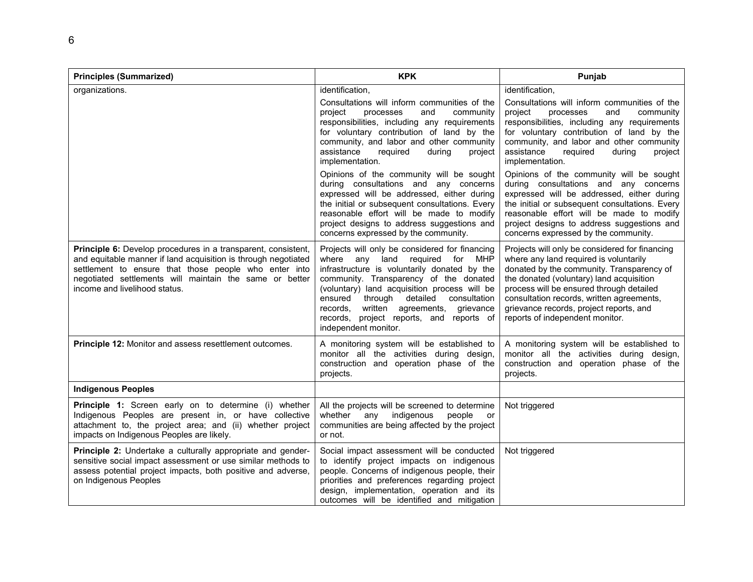| Principles (Summarized) | KPK | Punjab |
|---|---|---|
| organizations. | identification,<br><br>Consultations will inform communities of the project processes and community responsibilities, including any requirements for voluntary contribution of land by the community, and labor and other community assistance required during project implementation.<br><br>Opinions of the community will be sought during consultations and any concerns expressed will be addressed, either during the initial or subsequent consultations. Every reasonable effort will be made to modify project designs to address suggestions and concerns expressed by the community. | identification,<br><br>Consultations will inform communities of the project processes and community responsibilities, including any requirements for voluntary contribution of land by the community, and labor and other community assistance required during project implementation.<br><br>Opinions of the community will be sought during consultations and any concerns expressed will be addressed, either during the initial or subsequent consultations. Every reasonable effort will be made to modify project designs to address suggestions and concerns expressed by the community. |
| **Principle 6:** Develop procedures in a transparent, consistent, and equitable manner if land acquisition is through negotiated settlement to ensure that those people who enter into negotiated settlements will maintain the same or better income and livelihood status. | Projects will only be considered for financing where any land required for MHP infrastructure is voluntarily donated by the community. Transparency of the donated (voluntary) land acquisition process will be ensured through detailed consultation records, written agreements, grievance records, project reports, and reports of independent monitor. | Projects will only be considered for financing where any land required is voluntarily donated by the community. Transparency of the donated (voluntary) land acquisition process will be ensured through detailed consultation records, written agreements, grievance records, project reports, and reports of independent monitor. |
| **Principle 12:** Monitor and assess resettlement outcomes. | A monitoring system will be established to monitor all the activities during design, construction and operation phase of the projects. | A monitoring system will be established to monitor all the activities during design, construction and operation phase of the projects. |
| **Indigenous Peoples** | | |
| **Principle 1:** Screen early on to determine (i) whether Indigenous Peoples are present in, or have collective attachment to, the project area; and (ii) whether project impacts on Indigenous Peoples are likely. | All the projects will be screened to determine whether any indigenous people or communities are being affected by the project or not. | Not triggered |
| **Principle 2:** Undertake a culturally appropriate and gender-sensitive social impact assessment or use similar methods to assess potential project impacts, both positive and adverse, on Indigenous Peoples | Social impact assessment will be conducted to identify project impacts on indigenous people. Concerns of indigenous people, their priorities and preferences regarding project design, implementation, operation and its outcomes will be identified and mitigation | Not triggered |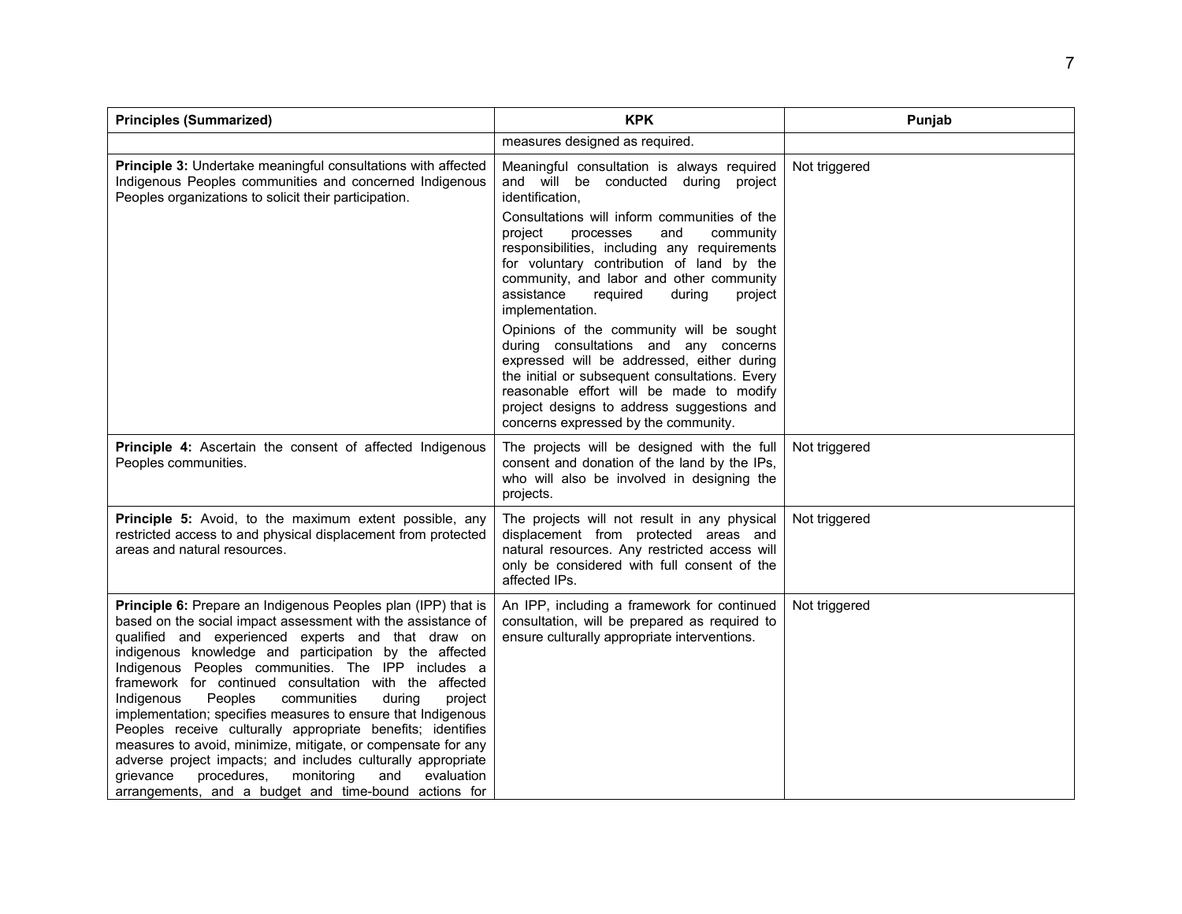| Principles (Summarized) | KPK | Punjab |
|---|---|---|
| | measures designed as required. | |
| **Principle 3:** Undertake meaningful consultations with affected Indigenous Peoples communities and concerned Indigenous Peoples organizations to solicit their participation. | Meaningful consultation is always required and will be conducted during project identification,<br><br>Consultations will inform communities of the project processes and community responsibilities, including any requirements for voluntary contribution of land by the community, and labor and other community assistance required during project implementation.<br><br>Opinions of the community will be sought during consultations and any concerns expressed will be addressed, either during the initial or subsequent consultations. Every reasonable effort will be made to modify project designs to address suggestions and concerns expressed by the community. | Not triggered |
| **Principle 4:** Ascertain the consent of affected Indigenous Peoples communities. | The projects will be designed with the full consent and donation of the land by the IPs, who will also be involved in designing the projects. | Not triggered |
| **Principle 5:** Avoid, to the maximum extent possible, any restricted access to and physical displacement from protected areas and natural resources. | The projects will not result in any physical displacement from protected areas and natural resources. Any restricted access will only be considered with full consent of the affected IPs. | Not triggered |
| **Principle 6:** Prepare an Indigenous Peoples plan (IPP) that is based on the social impact assessment with the assistance of qualified and experienced experts and that draw on indigenous knowledge and participation by the affected Indigenous Peoples communities. The IPP includes a framework for continued consultation with the affected Indigenous Peoples communities during project implementation; specifies measures to ensure that Indigenous Peoples receive culturally appropriate benefits; identifies measures to avoid, minimize, mitigate, or compensate for any adverse project impacts; and includes culturally appropriate grievance procedures, monitoring and evaluation arrangements, and a budget and time-bound actions for | An IPP, including a framework for continued consultation, will be prepared as required to ensure culturally appropriate interventions. | Not triggered |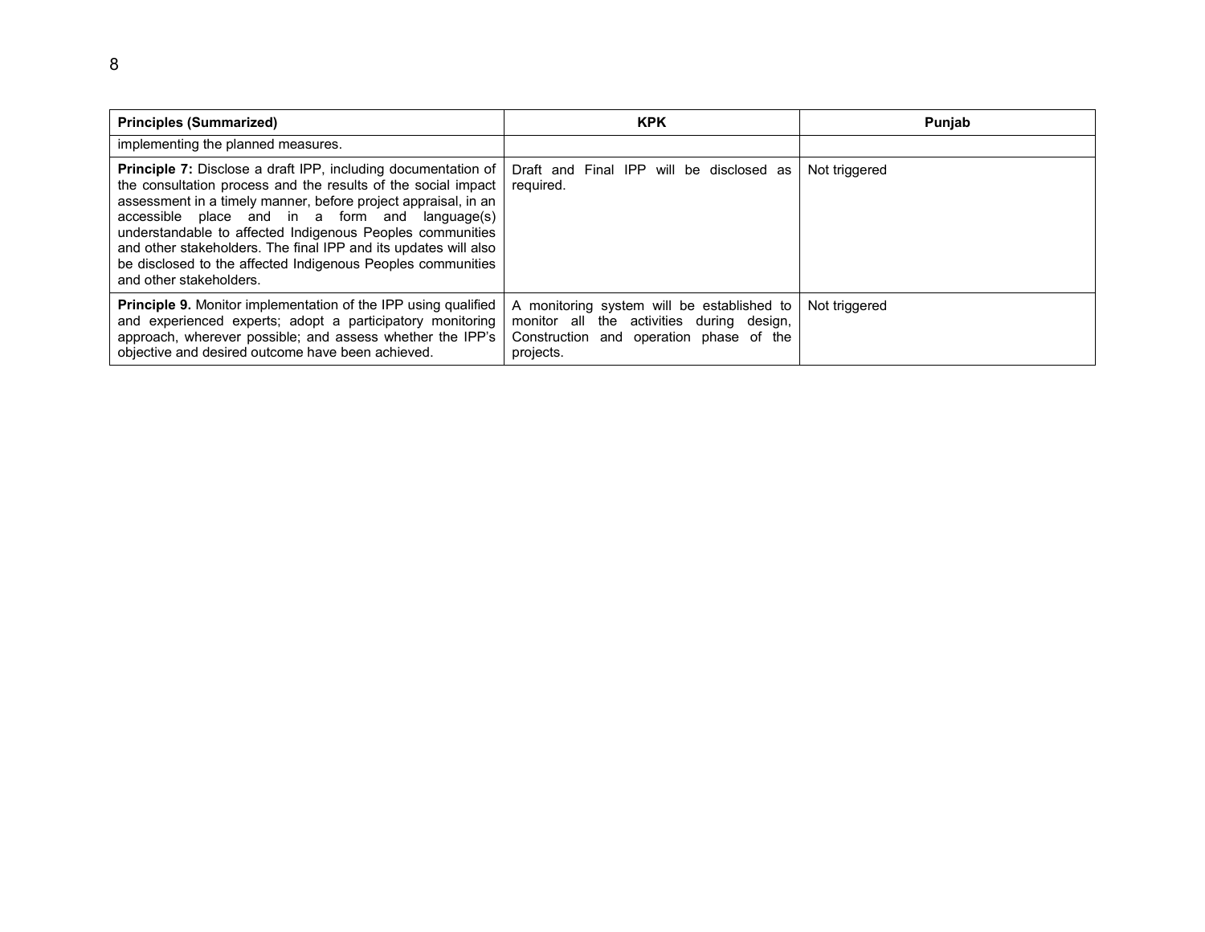| Principles (Summarized) | KPK | Punjab |
|---|---|---|
| implementing the planned measures. | | |
| **Principle 7:** Disclose a draft IPP, including documentation of the consultation process and the results of the social impact assessment in a timely manner, before project appraisal, in an accessible place and in a form and language(s) understandable to affected Indigenous Peoples communities and other stakeholders. The final IPP and its updates will also be disclosed to the affected Indigenous Peoples communities and other stakeholders. | Draft and Final IPP will be disclosed as required. | Not triggered |
| **Principle 9.** Monitor implementation of the IPP using qualified and experienced experts; adopt a participatory monitoring approach, wherever possible; and assess whether the IPP's objective and desired outcome have been achieved. | A monitoring system will be established to monitor all the activities during design, Construction and operation phase of the projects. | Not triggered |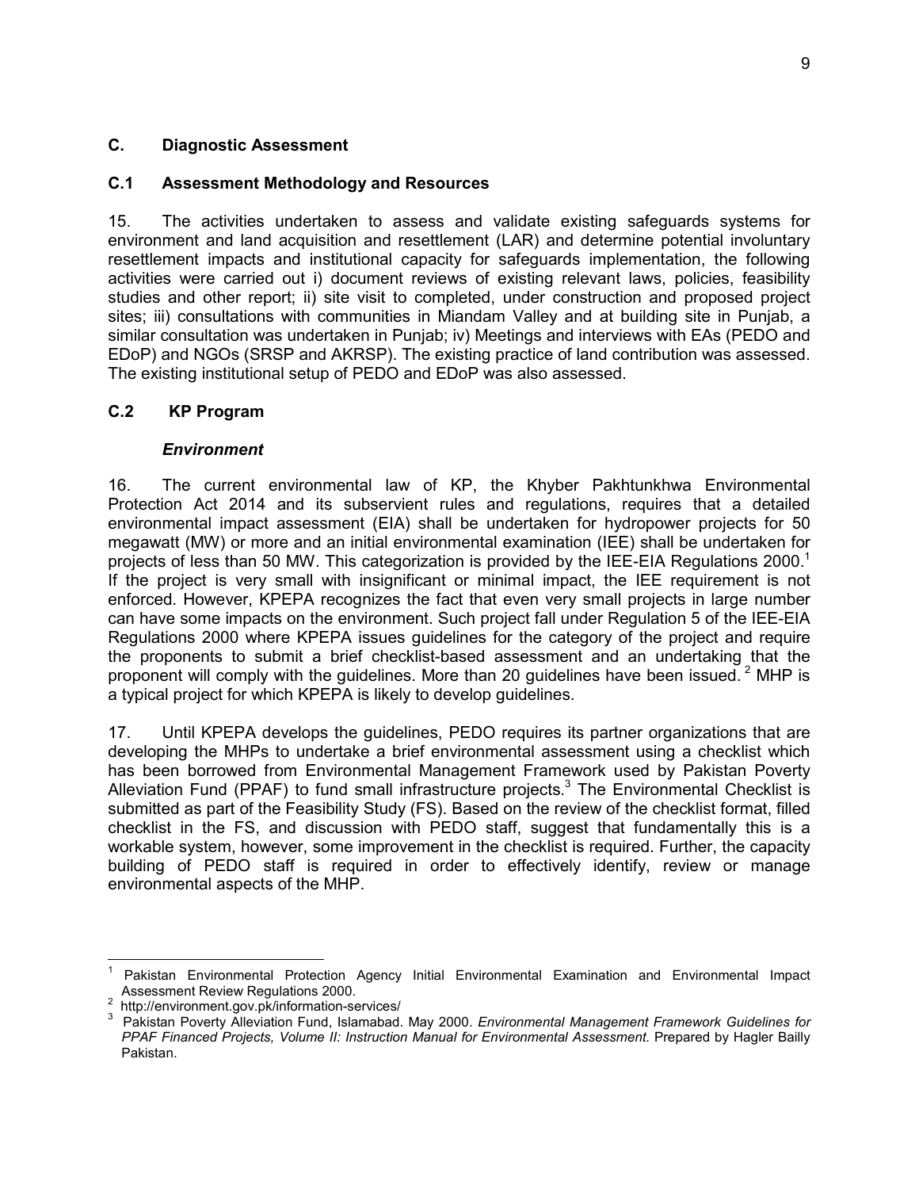## C. Diagnostic Assessment

### C.1 Assessment Methodology and Resources

15. The activities undertaken to assess and validate existing safeguards systems for environment and land acquisition and resettlement (LAR) and determine potential involuntary resettlement impacts and institutional capacity for safeguards implementation, the following activities were carried out i) document reviews of existing relevant laws, policies, feasibility studies and other report; ii) site visit to completed, under construction and proposed project sites; iii) consultations with communities in Miandam Valley and at building site in Punjab, a similar consultation was undertaken in Punjab; iv) Meetings and interviews with EAs (PEDO and EDoP) and NGOs (SRSP and AKRSP). The existing practice of land contribution was assessed. The existing institutional setup of PEDO and EDoP was also assessed.

### C.2 KP Program

#### *Environment*

16. The current environmental law of KP, the Khyber Pakhtunkhwa Environmental Protection Act 2014 and its subservient rules and regulations, requires that a detailed environmental impact assessment (EIA) shall be undertaken for hydropower projects for 50 megawatt (MW) or more and an initial environmental examination (IEE) shall be undertaken for projects of less than 50 MW. This categorization is provided by the IEE-EIA Regulations 2000.[1] If the project is very small with insignificant or minimal impact, the IEE requirement is not enforced. However, KPEPA recognizes the fact that even very small projects in large number can have some impacts on the environment. Such project fall under Regulation 5 of the IEE-EIA Regulations 2000 where KPEPA issues guidelines for the category of the project and require the proponents to submit a brief checklist-based assessment and an undertaking that the proponent will comply with the guidelines. More than 20 guidelines have been issued.[2] MHP is a typical project for which KPEPA is likely to develop guidelines.

17. Until KPEPA develops the guidelines, PEDO requires its partner organizations that are developing the MHPs to undertake a brief environmental assessment using a checklist which has been borrowed from Environmental Management Framework used by Pakistan Poverty Alleviation Fund (PPAF) to fund small infrastructure projects.[3] The Environmental Checklist is submitted as part of the Feasibility Study (FS). Based on the review of the checklist format, filled checklist in the FS, and discussion with PEDO staff, suggest that fundamentally this is a workable system, however, some improvement in the checklist is required. Further, the capacity building of PEDO staff is required in order to effectively identify, review or manage environmental aspects of the MHP.

---

[1] Pakistan Environmental Protection Agency Initial Environmental Examination and Environmental Impact Assessment Review Regulations 2000.

[2] http://environment.gov.pk/information-services/

[3] Pakistan Poverty Alleviation Fund, Islamabad. May 2000. *Environmental Management Framework Guidelines for PPAF Financed Projects, Volume II: Instruction Manual for Environmental Assessment.* Prepared by Hagler Bailly Pakistan.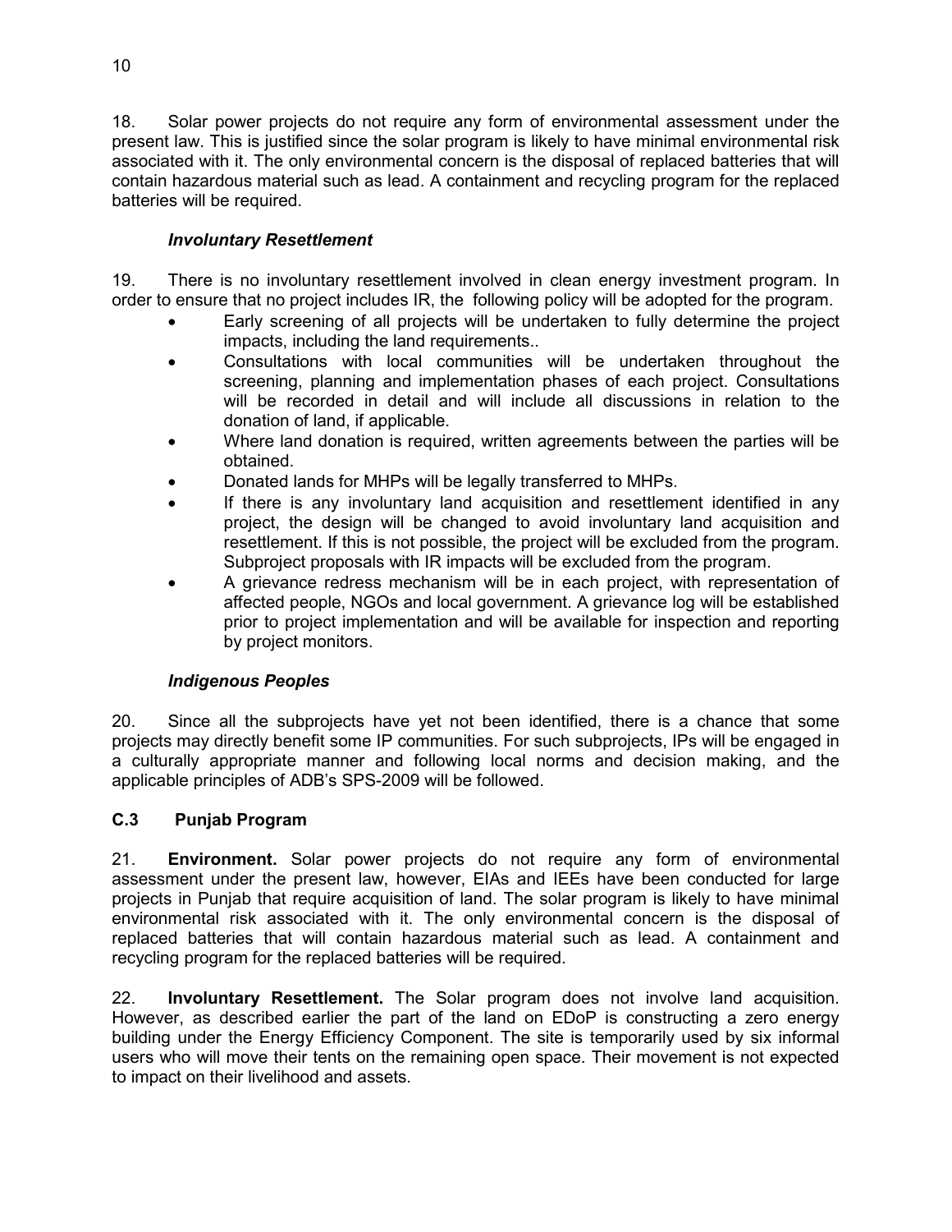18. Solar power projects do not require any form of environmental assessment under the present law. This is justified since the solar program is likely to have minimal environmental risk associated with it. The only environmental concern is the disposal of replaced batteries that will contain hazardous material such as lead. A containment and recycling program for the replaced batteries will be required.

### *Involuntary Resettlement*

19. There is no involuntary resettlement involved in clean energy investment program. In order to ensure that no project includes IR, the following policy will be adopted for the program.

- Early screening of all projects will be undertaken to fully determine the project impacts, including the land requirements..
- Consultations with local communities will be undertaken throughout the screening, planning and implementation phases of each project. Consultations will be recorded in detail and will include all discussions in relation to the donation of land, if applicable.
- Where land donation is required, written agreements between the parties will be obtained.
- Donated lands for MHPs will be legally transferred to MHPs.
- If there is any involuntary land acquisition and resettlement identified in any project, the design will be changed to avoid involuntary land acquisition and resettlement. If this is not possible, the project will be excluded from the program. Subproject proposals with IR impacts will be excluded from the program.
- A grievance redress mechanism will be in each project, with representation of affected people, NGOs and local government. A grievance log will be established prior to project implementation and will be available for inspection and reporting by project monitors.

### *Indigenous Peoples*

20. Since all the subprojects have yet not been identified, there is a chance that some projects may directly benefit some IP communities. For such subprojects, IPs will be engaged in a culturally appropriate manner and following local norms and decision making, and the applicable principles of ADB's SPS-2009 will be followed.

## C.3 Punjab Program

21. **Environment.** Solar power projects do not require any form of environmental assessment under the present law, however, EIAs and IEEs have been conducted for large projects in Punjab that require acquisition of land. The solar program is likely to have minimal environmental risk associated with it. The only environmental concern is the disposal of replaced batteries that will contain hazardous material such as lead. A containment and recycling program for the replaced batteries will be required.

22. **Involuntary Resettlement.** The Solar program does not involve land acquisition. However, as described earlier the part of the land on EDoP is constructing a zero energy building under the Energy Efficiency Component. The site is temporarily used by six informal users who will move their tents on the remaining open space. Their movement is not expected to impact on their livelihood and assets.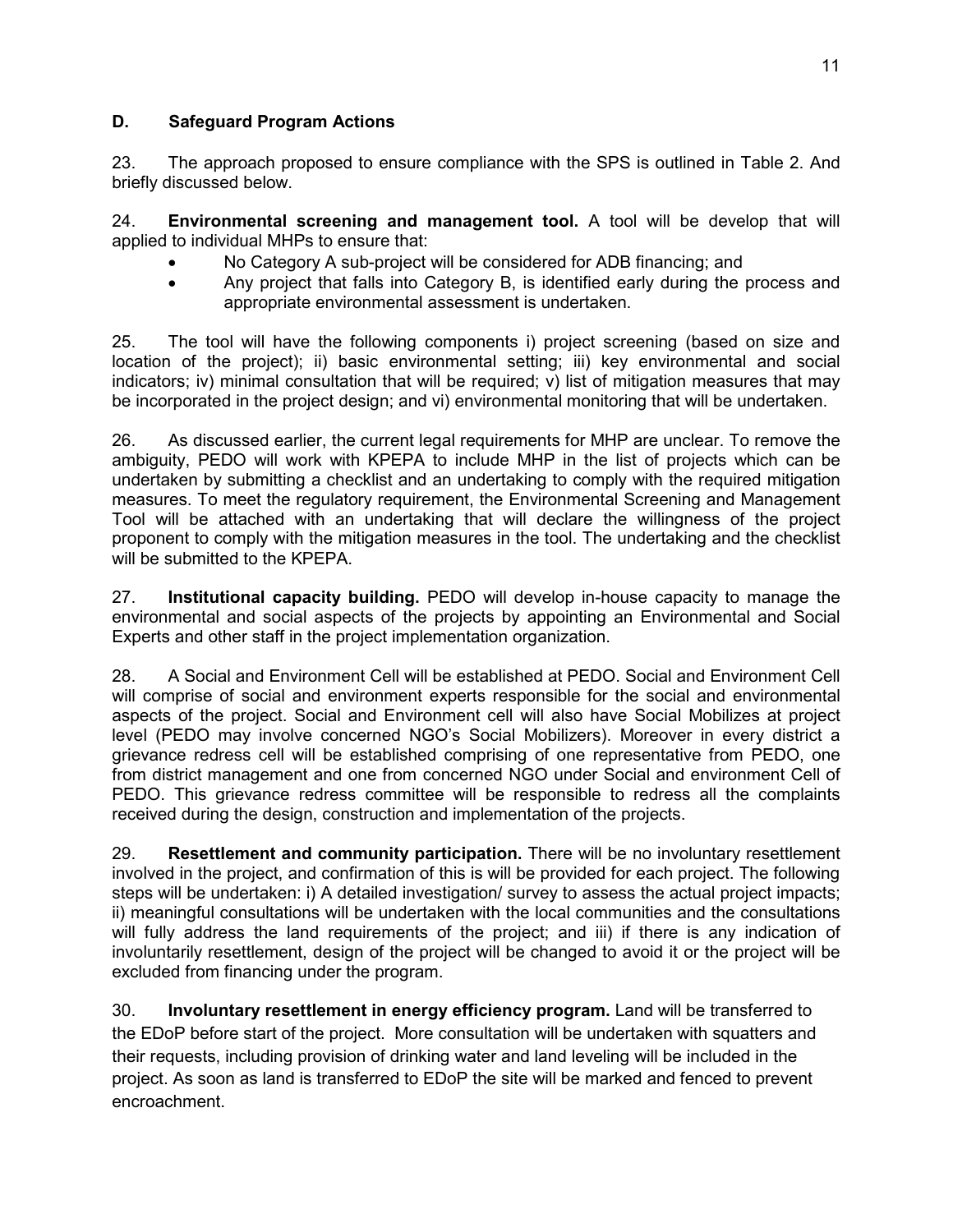## D. Safeguard Program Actions

23. The approach proposed to ensure compliance with the SPS is outlined in Table 2. And briefly discussed below.

24. **Environmental screening and management tool.** A tool will be develop that will applied to individual MHPs to ensure that:

- No Category A sub-project will be considered for ADB financing; and
- Any project that falls into Category B, is identified early during the process and appropriate environmental assessment is undertaken.

25. The tool will have the following components i) project screening (based on size and location of the project); ii) basic environmental setting; iii) key environmental and social indicators; iv) minimal consultation that will be required; v) list of mitigation measures that may be incorporated in the project design; and vi) environmental monitoring that will be undertaken.

26. As discussed earlier, the current legal requirements for MHP are unclear. To remove the ambiguity, PEDO will work with KPEPA to include MHP in the list of projects which can be undertaken by submitting a checklist and an undertaking to comply with the required mitigation measures. To meet the regulatory requirement, the Environmental Screening and Management Tool will be attached with an undertaking that will declare the willingness of the project proponent to comply with the mitigation measures in the tool. The undertaking and the checklist will be submitted to the KPEPA.

27. **Institutional capacity building.** PEDO will develop in-house capacity to manage the environmental and social aspects of the projects by appointing an Environmental and Social Experts and other staff in the project implementation organization.

28. A Social and Environment Cell will be established at PEDO. Social and Environment Cell will comprise of social and environment experts responsible for the social and environmental aspects of the project. Social and Environment cell will also have Social Mobilizes at project level (PEDO may involve concerned NGO's Social Mobilizers). Moreover in every district a grievance redress cell will be established comprising of one representative from PEDO, one from district management and one from concerned NGO under Social and environment Cell of PEDO. This grievance redress committee will be responsible to redress all the complaints received during the design, construction and implementation of the projects.

29. **Resettlement and community participation.** There will be no involuntary resettlement involved in the project, and confirmation of this is will be provided for each project. The following steps will be undertaken: i) A detailed investigation/ survey to assess the actual project impacts; ii) meaningful consultations will be undertaken with the local communities and the consultations will fully address the land requirements of the project; and iii) if there is any indication of involuntarily resettlement, design of the project will be changed to avoid it or the project will be excluded from financing under the program.

30. **Involuntary resettlement in energy efficiency program.** Land will be transferred to the EDoP before start of the project. More consultation will be undertaken with squatters and their requests, including provision of drinking water and land leveling will be included in the project. As soon as land is transferred to EDoP the site will be marked and fenced to prevent encroachment.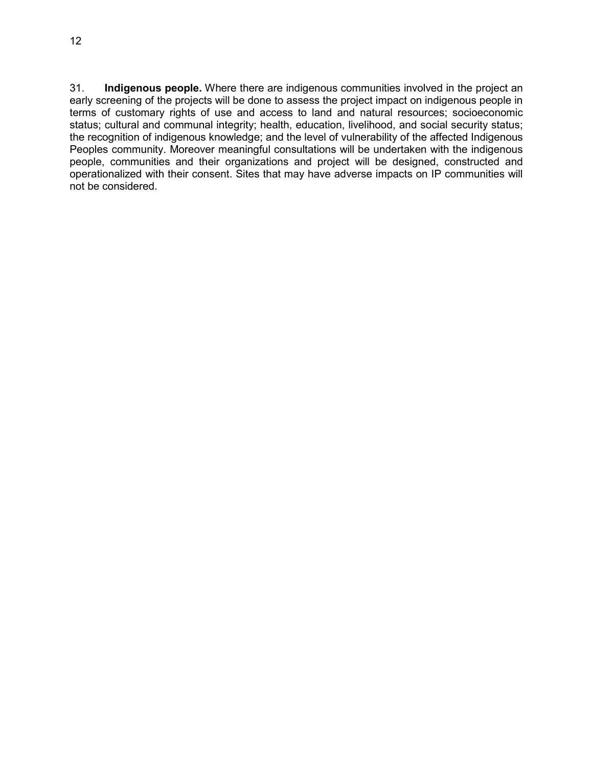31. **Indigenous people.** Where there are indigenous communities involved in the project an early screening of the projects will be done to assess the project impact on indigenous people in terms of customary rights of use and access to land and natural resources; socioeconomic status; cultural and communal integrity; health, education, livelihood, and social security status; the recognition of indigenous knowledge; and the level of vulnerability of the affected Indigenous Peoples community. Moreover meaningful consultations will be undertaken with the indigenous people, communities and their organizations and project will be designed, constructed and operationalized with their consent. Sites that may have adverse impacts on IP communities will not be considered.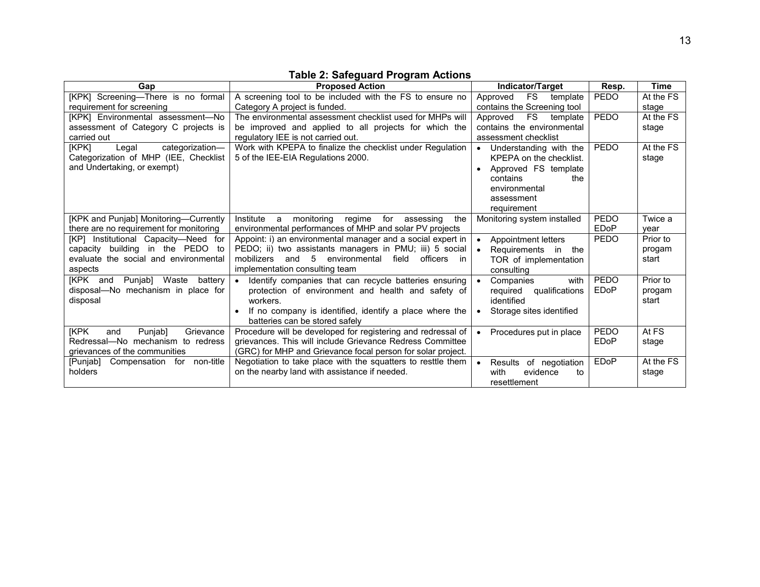**Table 2: Safeguard Program Actions**

| Gap | Proposed Action | Indicator/Target | Resp. | Time |
|---|---|---|---|---|
| [KPK] Screening—There is no formal requirement for screening | A screening tool to be included with the FS to ensure no Category A project is funded. | Approved FS template contains the Screening tool | PEDO | At the FS stage |
| [KPK] Environmental assessment—No assessment of Category C projects is carried out | The environmental assessment checklist used for MHPs will be improved and applied to all projects for which the regulatory IEE is not carried out. | Approved FS template contains the environmental assessment checklist | PEDO | At the FS stage |
| [KPK] Legal categorization—Categorization of MHP (IEE, Checklist and Undertaking, or exempt) | Work with KPEPA to finalize the checklist under Regulation 5 of the IEE-EIA Regulations 2000. | • Understanding with the KPEPA on the checklist.<br>• Approved FS template contains the environmental assessment requirement | PEDO | At the FS stage |
| [KPK and Punjab] Monitoring—Currently there are no requirement for monitoring | Institute a monitoring regime for assessing the environmental performances of MHP and solar PV projects | Monitoring system installed | PEDO EDoP | Twice a year |
| [KP] Institutional Capacity—Need for capacity building in the PEDO to evaluate the social and environmental aspects | Appoint: i) an environmental manager and a social expert in PEDO; ii) two assistants managers in PMU; iii) 5 social mobilizers and 5 environmental field officers in implementation consulting team | • Appointment letters<br>• Requirements in the TOR of implementation consulting | PEDO | Prior to progam start |
| [KPK and Punjab] Waste battery disposal—No mechanism in place for disposal | • Identify companies that can recycle batteries ensuring protection of environment and health and safety of workers.<br>• If no company is identified, identify a place where the batteries can be stored safely | • Companies with required qualifications identified<br>• Storage sites identified | PEDO EDoP | Prior to progam start |
| [KPK and Punjab] Grievance Redressal—No mechanism to redress grievances of the communities | Procedure will be developed for registering and redressal of grievances. This will include Grievance Redress Committee (GRC) for MHP and Grievance focal person for solar project. | • Procedures put in place | PEDO EDoP | At FS stage |
| [Punjab] Compensation for non-title holders | Negotiation to take place with the squatters to restle them on the nearby land with assistance if needed. | • Results of negotiation with evidence to resettlement | EDoP | At the FS stage |